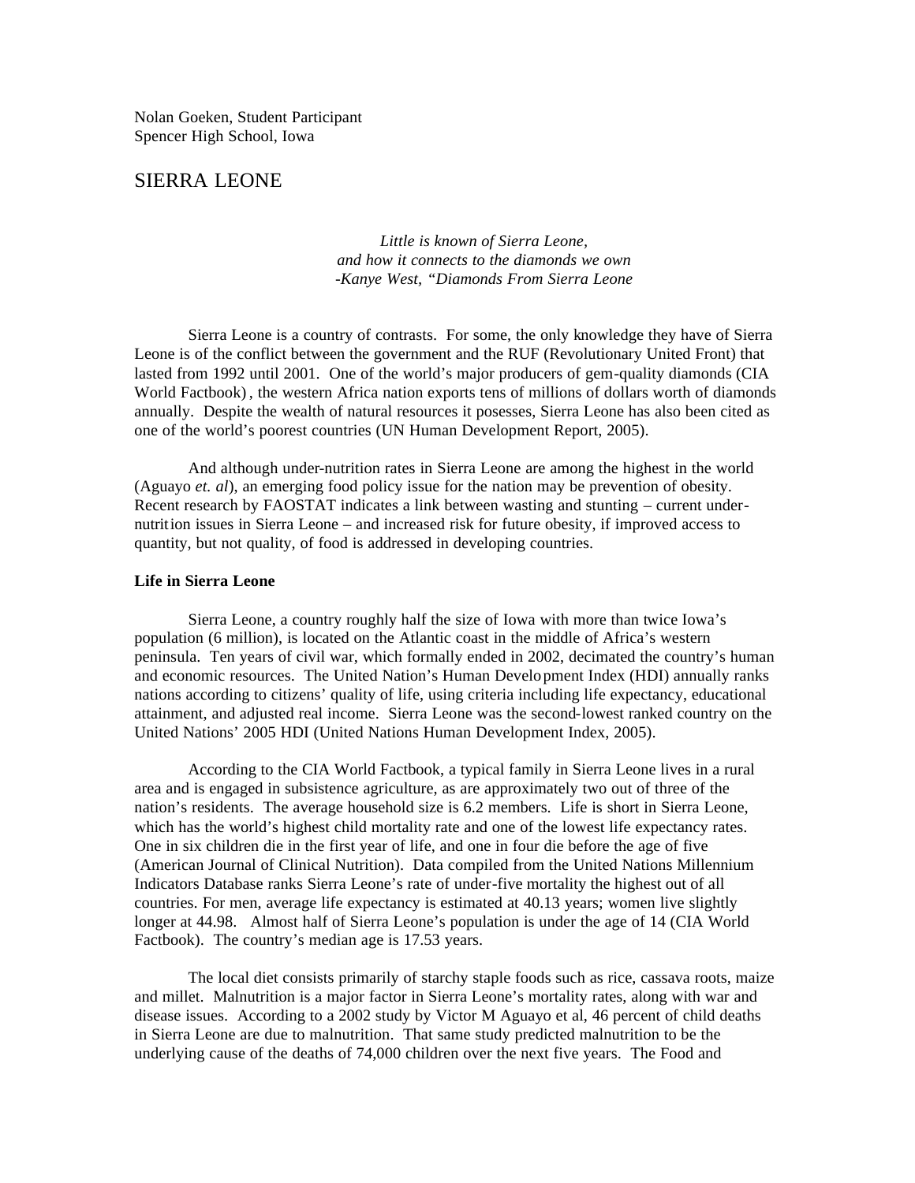Nolan Goeken, Student Participant
Spencer High School, Iowa

# SIERRA LEONE

*Little is known of Sierra Leone,*
*and how it connects to the diamonds we own*
*-Kanye West, "Diamonds From Sierra Leone*

Sierra Leone is a country of contrasts. For some, the only knowledge they have of Sierra Leone is of the conflict between the government and the RUF (Revolutionary United Front) that lasted from 1992 until 2001. One of the world's major producers of gem-quality diamonds (CIA World Factbook), the western Africa nation exports tens of millions of dollars worth of diamonds annually. Despite the wealth of natural resources it posesses, Sierra Leone has also been cited as one of the world's poorest countries (UN Human Development Report, 2005).

And although under-nutrition rates in Sierra Leone are among the highest in the world (Aguayo *et. al*), an emerging food policy issue for the nation may be prevention of obesity. Recent research by FAOSTAT indicates a link between wasting and stunting – current under-nutrition issues in Sierra Leone – and increased risk for future obesity, if improved access to quantity, but not quality, of food is addressed in developing countries.

**Life in Sierra Leone**

Sierra Leone, a country roughly half the size of Iowa with more than twice Iowa's population (6 million), is located on the Atlantic coast in the middle of Africa's western peninsula. Ten years of civil war, which formally ended in 2002, decimated the country's human and economic resources. The United Nation's Human Development Index (HDI) annually ranks nations according to citizens' quality of life, using criteria including life expectancy, educational attainment, and adjusted real income. Sierra Leone was the second-lowest ranked country on the United Nations' 2005 HDI (United Nations Human Development Index, 2005).

According to the CIA World Factbook, a typical family in Sierra Leone lives in a rural area and is engaged in subsistence agriculture, as are approximately two out of three of the nation's residents. The average household size is 6.2 members. Life is short in Sierra Leone, which has the world's highest child mortality rate and one of the lowest life expectancy rates. One in six children die in the first year of life, and one in four die before the age of five (American Journal of Clinical Nutrition). Data compiled from the United Nations Millennium Indicators Database ranks Sierra Leone's rate of under-five mortality the highest out of all countries. For men, average life expectancy is estimated at 40.13 years; women live slightly longer at 44.98. Almost half of Sierra Leone's population is under the age of 14 (CIA World Factbook). The country's median age is 17.53 years.

The local diet consists primarily of starchy staple foods such as rice, cassava roots, maize and millet. Malnutrition is a major factor in Sierra Leone's mortality rates, along with war and disease issues. According to a 2002 study by Victor M Aguayo et al, 46 percent of child deaths in Sierra Leone are due to malnutrition. That same study predicted malnutrition to be the underlying cause of the deaths of 74,000 children over the next five years. The Food and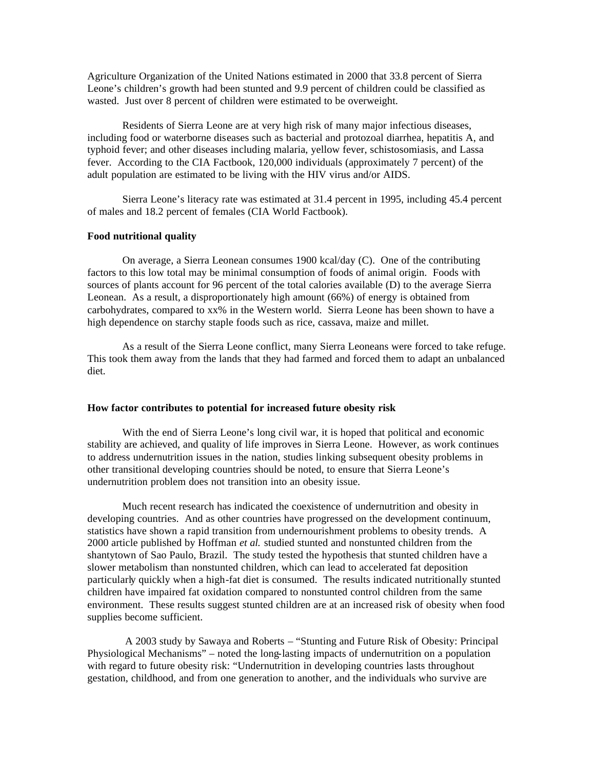Agriculture Organization of the United Nations estimated in 2000 that 33.8 percent of Sierra Leone's children's growth had been stunted and 9.9 percent of children could be classified as wasted. Just over 8 percent of children were estimated to be overweight.

Residents of Sierra Leone are at very high risk of many major infectious diseases, including food or waterborne diseases such as bacterial and protozoal diarrhea, hepatitis A, and typhoid fever; and other diseases including malaria, yellow fever, schistosomiasis, and Lassa fever. According to the CIA Factbook, 120,000 individuals (approximately 7 percent) of the adult population are estimated to be living with the HIV virus and/or AIDS.

Sierra Leone's literacy rate was estimated at 31.4 percent in 1995, including 45.4 percent of males and 18.2 percent of females (CIA World Factbook).

**Food nutritional quality**

On average, a Sierra Leonean consumes 1900 kcal/day (C). One of the contributing factors to this low total may be minimal consumption of foods of animal origin. Foods with sources of plants account for 96 percent of the total calories available (D) to the average Sierra Leonean. As a result, a disproportionately high amount (66%) of energy is obtained from carbohydrates, compared to xx% in the Western world. Sierra Leone has been shown to have a high dependence on starchy staple foods such as rice, cassava, maize and millet.

As a result of the Sierra Leone conflict, many Sierra Leoneans were forced to take refuge. This took them away from the lands that they had farmed and forced them to adapt an unbalanced diet.

**How factor contributes to potential for increased future obesity risk**

With the end of Sierra Leone's long civil war, it is hoped that political and economic stability are achieved, and quality of life improves in Sierra Leone. However, as work continues to address undernutrition issues in the nation, studies linking subsequent obesity problems in other transitional developing countries should be noted, to ensure that Sierra Leone's undernutrition problem does not transition into an obesity issue.

Much recent research has indicated the coexistence of undernutrition and obesity in developing countries. And as other countries have progressed on the development continuum, statistics have shown a rapid transition from undernourishment problems to obesity trends. A 2000 article published by Hoffman *et al.* studied stunted and nonstunted children from the shantytown of Sao Paulo, Brazil. The study tested the hypothesis that stunted children have a slower metabolism than nonstunted children, which can lead to accelerated fat deposition particularly quickly when a high-fat diet is consumed. The results indicated nutritionally stunted children have impaired fat oxidation compared to nonstunted control children from the same environment. These results suggest stunted children are at an increased risk of obesity when food supplies become sufficient.

A 2003 study by Sawaya and Roberts – "Stunting and Future Risk of Obesity: Principal Physiological Mechanisms" – noted the long-lasting impacts of undernutrition on a population with regard to future obesity risk: "Undernutrition in developing countries lasts throughout gestation, childhood, and from one generation to another, and the individuals who survive are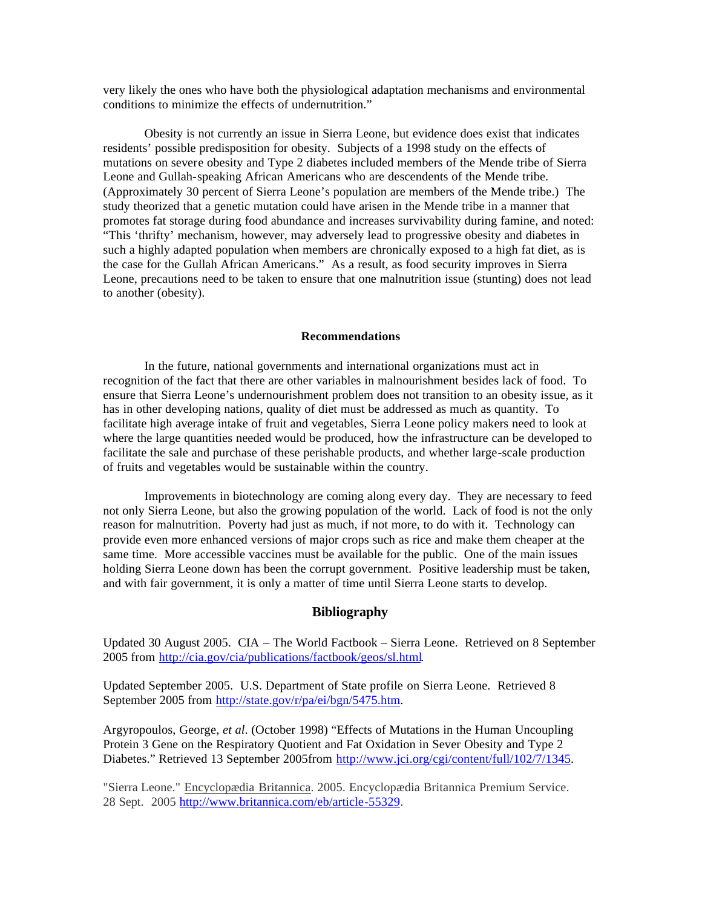very likely the ones who have both the physiological adaptation mechanisms and environmental conditions to minimize the effects of undernutrition."

Obesity is not currently an issue in Sierra Leone, but evidence does exist that indicates residents' possible predisposition for obesity. Subjects of a 1998 study on the effects of mutations on severe obesity and Type 2 diabetes included members of the Mende tribe of Sierra Leone and Gullah-speaking African Americans who are descendents of the Mende tribe. (Approximately 30 percent of Sierra Leone's population are members of the Mende tribe.) The study theorized that a genetic mutation could have arisen in the Mende tribe in a manner that promotes fat storage during food abundance and increases survivability during famine, and noted: "This 'thrifty' mechanism, however, may adversely lead to progressive obesity and diabetes in such a highly adapted population when members are chronically exposed to a high fat diet, as is the case for the Gullah African Americans." As a result, as food security improves in Sierra Leone, precautions need to be taken to ensure that one malnutrition issue (stunting) does not lead to another (obesity).

## Recommendations

In the future, national governments and international organizations must act in recognition of the fact that there are other variables in malnourishment besides lack of food. To ensure that Sierra Leone's undernourishment problem does not transition to an obesity issue, as it has in other developing nations, quality of diet must be addressed as much as quantity. To facilitate high average intake of fruit and vegetables, Sierra Leone policy makers need to look at where the large quantities needed would be produced, how the infrastructure can be developed to facilitate the sale and purchase of these perishable products, and whether large-scale production of fruits and vegetables would be sustainable within the country.

Improvements in biotechnology are coming along every day. They are necessary to feed not only Sierra Leone, but also the growing population of the world. Lack of food is not the only reason for malnutrition. Poverty had just as much, if not more, to do with it. Technology can provide even more enhanced versions of major crops such as rice and make them cheaper at the same time. More accessible vaccines must be available for the public. One of the main issues holding Sierra Leone down has been the corrupt government. Positive leadership must be taken, and with fair government, it is only a matter of time until Sierra Leone starts to develop.

## Bibliography

Updated 30 August 2005. CIA – The World Factbook – Sierra Leone. Retrieved on 8 September 2005 from http://cia.gov/cia/publications/factbook/geos/sl.html.

Updated September 2005. U.S. Department of State profile on Sierra Leone. Retrieved 8 September 2005 from http://state.gov/r/pa/ei/bgn/5475.htm.

Argyropoulos, George, *et al*. (October 1998) "Effects of Mutations in the Human Uncoupling Protein 3 Gene on the Respiratory Quotient and Fat Oxidation in Sever Obesity and Type 2 Diabetes." Retrieved 13 September 2005from http://www.jci.org/cgi/content/full/102/7/1345.

"Sierra Leone." Encyclopædia Britannica. 2005. Encyclopædia Britannica Premium Service. 28 Sept. 2005 http://www.britannica.com/eb/article-55329.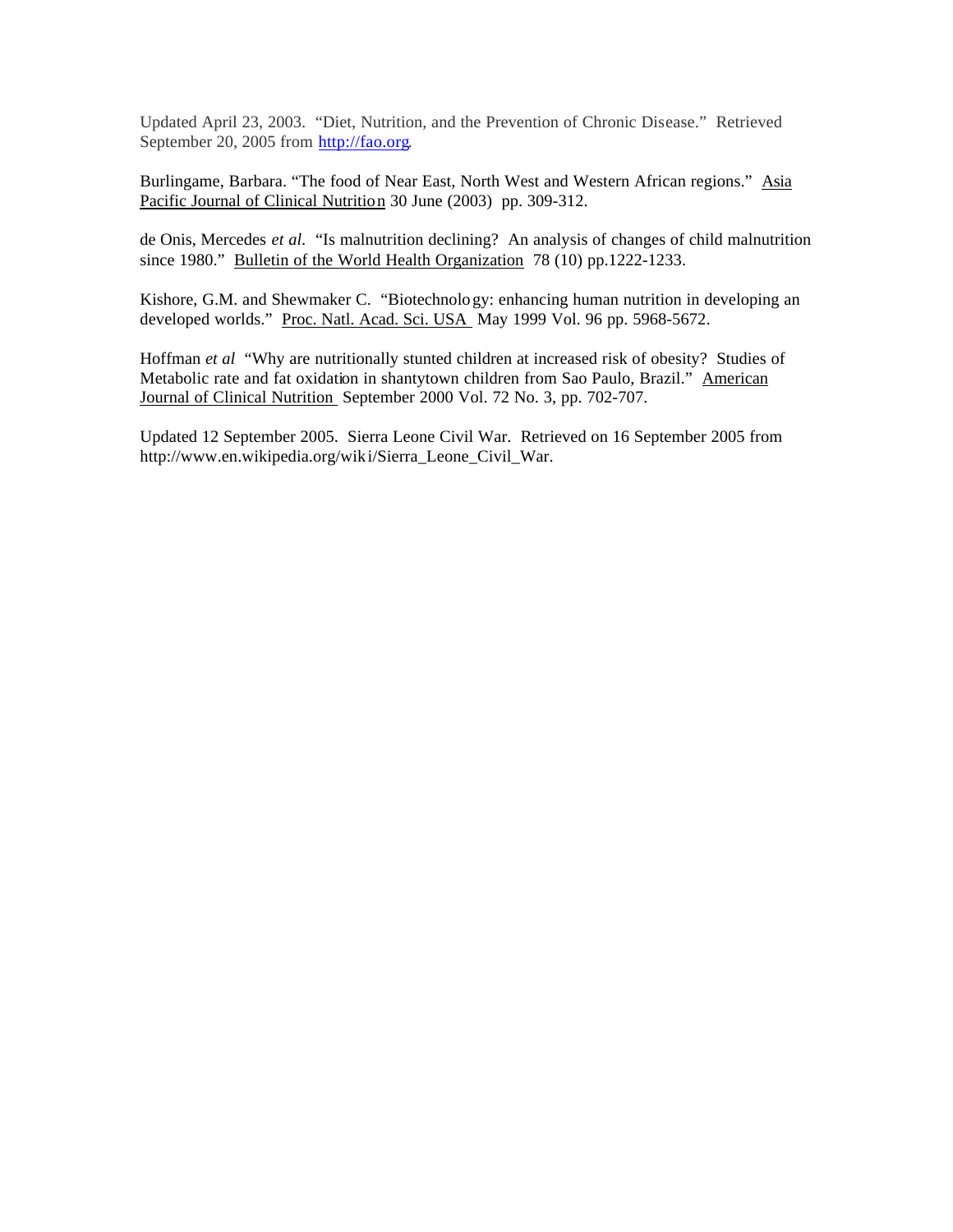Updated April 23, 2003. "Diet, Nutrition, and the Prevention of Chronic Disease." Retrieved September 20, 2005 from http://fao.org.

Burlingame, Barbara. "The food of Near East, North West and Western African regions." Asia Pacific Journal of Clinical Nutrition 30 June (2003) pp. 309-312.

de Onis, Mercedes *et al.* "Is malnutrition declining? An analysis of changes of child malnutrition since 1980." Bulletin of the World Health Organization 78 (10) pp.1222-1233.

Kishore, G.M. and Shewmaker C. "Biotechnology: enhancing human nutrition in developing an developed worlds." Proc. Natl. Acad. Sci. USA May 1999 Vol. 96 pp. 5968-5672.

Hoffman *et al* "Why are nutritionally stunted children at increased risk of obesity? Studies of Metabolic rate and fat oxidation in shantytown children from Sao Paulo, Brazil." American Journal of Clinical Nutrition September 2000 Vol. 72 No. 3, pp. 702-707.

Updated 12 September 2005. Sierra Leone Civil War. Retrieved on 16 September 2005 from http://www.en.wikipedia.org/wiki/Sierra_Leone_Civil_War.